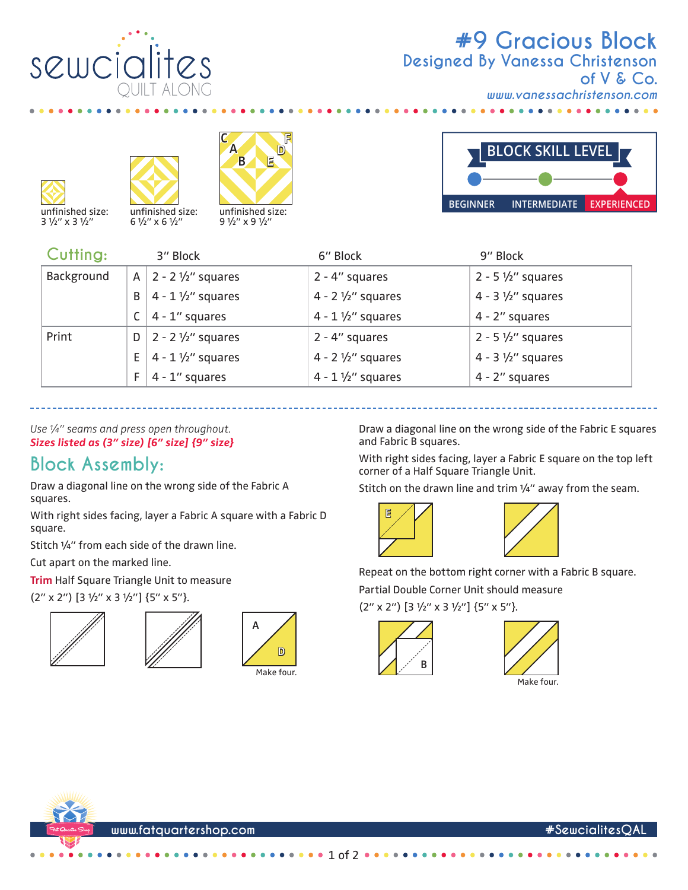# #9 Gracious Block

## Designed By Vanessa Christenson of V & Co.

www.vanessachristenson.com

sewcialites QUILT ALONG

unfinished size: 3 ½" x 3 ½"

unfinished size: 6 ½" x 6 ½"

unfinished size: 9 ½" x 9 ½"

**BLOCK SKILL LEVEL**

BEGINNER | INTERMEDIATE | **EXPERIENCED**

## Cutting:

| | | 3" Block | 6" Block | 9" Block |
|---|---|---|---|---|
| Background | A | 2 - 2 ½" squares | 2 - 4" squares | 2 - 5 ½" squares |
| | B | 4 - 1 ½" squares | 4 - 2 ½" squares | 4 - 3 ½" squares |
| | C | 4 - 1" squares | 4 - 1 ½" squares | 4 - 2" squares |
| Print | D | 2 - 2 ½" squares | 2 - 4" squares | 2 - 5 ½" squares |
| | E | 4 - 1 ½" squares | 4 - 2 ½" squares | 4 - 3 ½" squares |
| | F | 4 - 1" squares | 4 - 1 ½" squares | 4 - 2" squares |

*Use ¼" seams and press open throughout.*

***Sizes listed as (3" size) [6" size] {9" size}***

## Block Assembly:

Draw a diagonal line on the wrong side of the Fabric A squares.

With right sides facing, layer a Fabric A square with a Fabric D square.

Stitch ¼" from each side of the drawn line.

Cut apart on the marked line.

**Trim** Half Square Triangle Unit to measure (2" x 2") [3 ½" x 3 ½"] {5" x 5"}.

Make four.

Draw a diagonal line on the wrong side of the Fabric E squares and Fabric B squares.

With right sides facing, layer a Fabric E square on the top left corner of a Half Square Triangle Unit.

Stitch on the drawn line and trim ¼" away from the seam.

Repeat on the bottom right corner with a Fabric B square.

Partial Double Corner Unit should measure (2" x 2") [3 ½" x 3 ½"] {5" x 5"}.

Make four.

www.fatquartershop.com

#SewcialitesQAL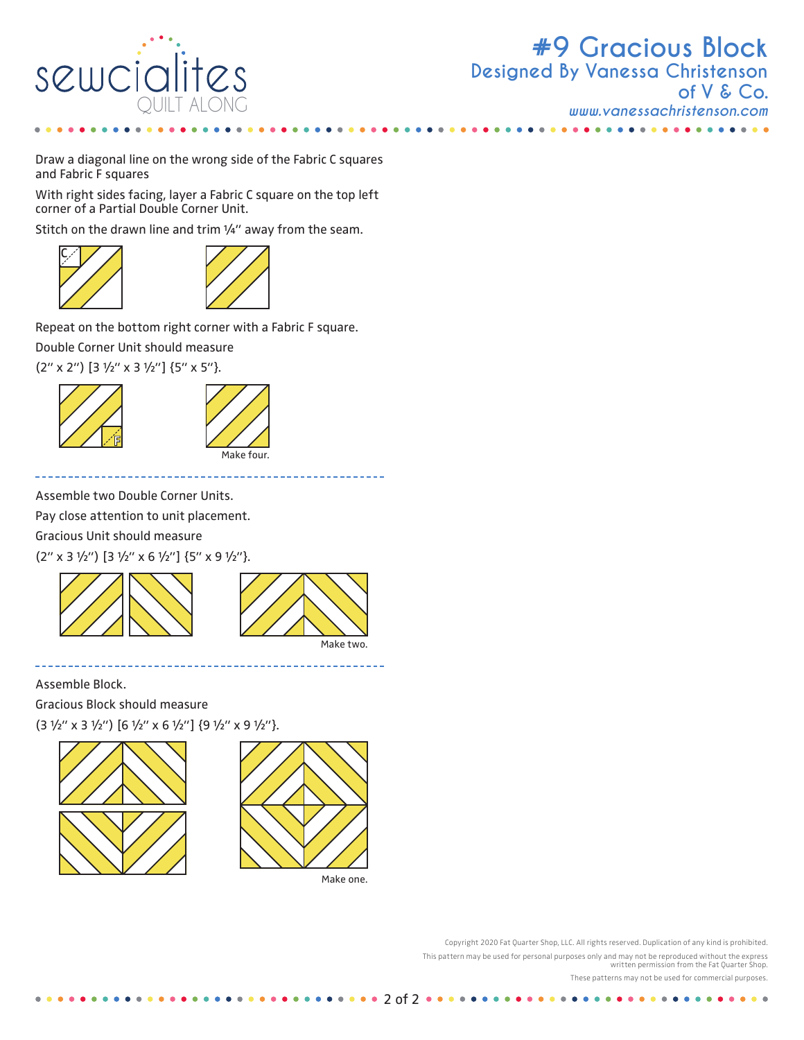# #9 Gracious Block

## Designed By Vanessa Christenson of V & Co.

*www.vanessachristenson.com*

Draw a diagonal line on the wrong side of the Fabric C squares and Fabric F squares

With right sides facing, layer a Fabric C square on the top left corner of a Partial Double Corner Unit.

Stitch on the drawn line and trim ¼" away from the seam.

C

Repeat on the bottom right corner with a Fabric F square.

Double Corner Unit should measure

(2" x 2") [3 ½" x 3 ½"] {5" x 5"}.

F

Make four.

Assemble two Double Corner Units.

Pay close attention to unit placement.

Gracious Unit should measure

(2" x 3 ½") [3 ½" x 6 ½"] {5" x 9 ½"}.

Make two.

Assemble Block.

Gracious Block should measure

(3 ½" x 3 ½") [6 ½" x 6 ½"] {9 ½" x 9 ½"}.

Make one.

Copyright 2020 Fat Quarter Shop, LLC. All rights reserved. Duplication of any kind is prohibited.

This pattern may be used for personal purposes only and may not be reproduced without the express written permission from the Fat Quarter Shop.

These patterns may not be used for commercial purposes.